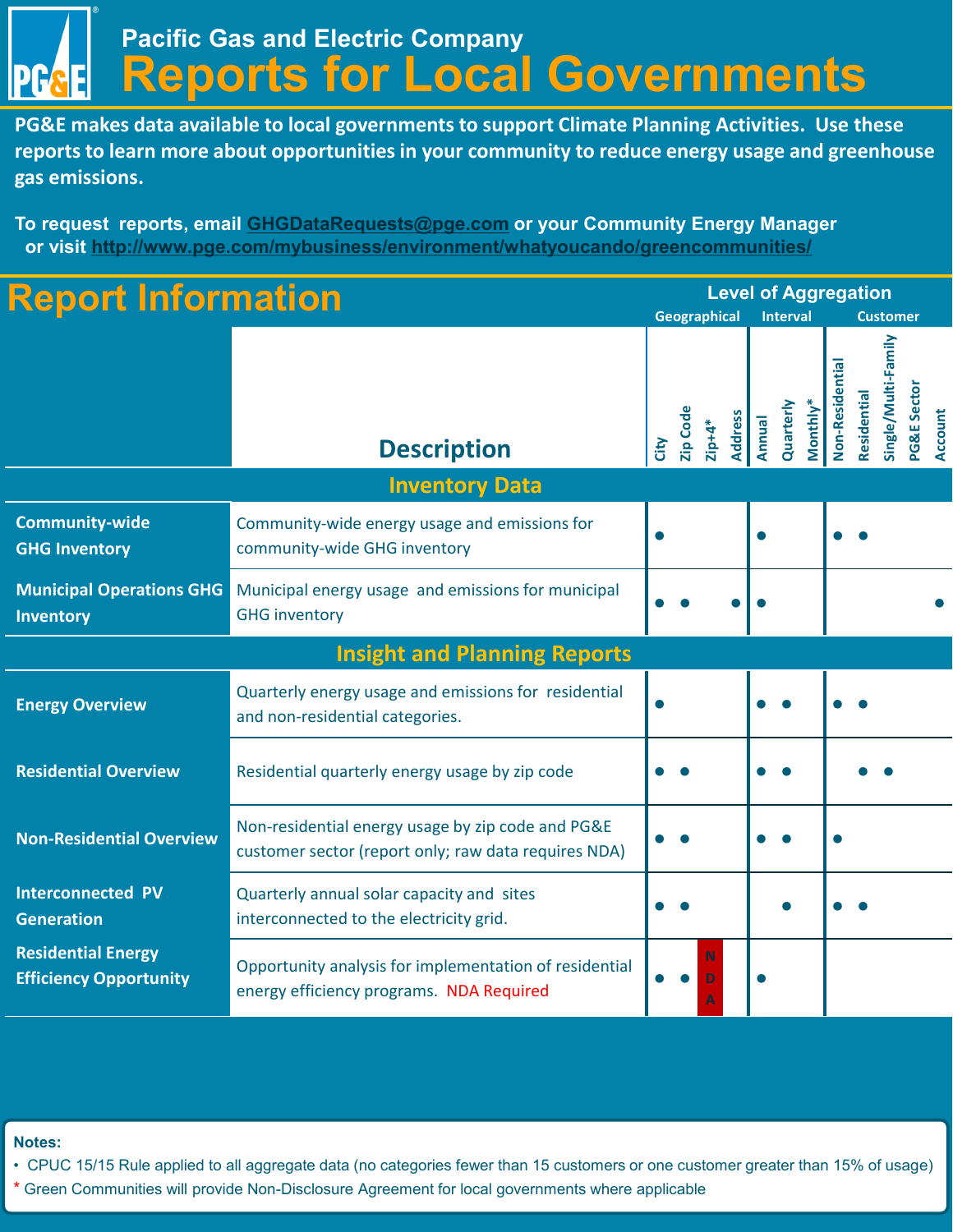# Pacific Gas and Electric Company

# Reports for Local Governments

**PG&E makes data available to local governments to support Climate Planning Activities. Use these reports to learn more about opportunities in your community to reduce energy usage and greenhouse gas emissions.**

**To request reports, email [GHGDataRequests@pge.com](mailto:GHGDataRequests@pge.com) or your Community Energy Manager or visit [http://www.pge.com/mybusiness/environment/whatyoucando/greencommunities/](http://www.pge.com/mybusiness/environment/whatyoucando/greencommunities/)**

## Report Information

| | | Level of Aggregation | | | | | | | | | | | |
|---|---|---|---|---|---|---|---|---|---|---|---|---|---|
| | | Geographical | | | | Interval | | | Customer | | | | |
| | Description | City | Zip Code | Zip+4* | Address | Annual | Quarterly | Monthly* | Non-Residential | Residential | Single/Multi-Family | PG&E Sector | Account |
| **Inventory Data** | | | | | | | | | | | | | |
| Community-wide GHG Inventory | Community-wide energy usage and emissions for community-wide GHG inventory | ● | | | | ● | | | ● | ● | | | |
| Municipal Operations GHG Inventory | Municipal energy usage and emissions for municipal GHG inventory | ● | ● | | ● | ● | | | | | | | ● |
| **Insight and Planning Reports** | | | | | | | | | | | | | |
| Energy Overview | Quarterly energy usage and emissions for residential and non-residential categories. | ● | | | | ● | ● | | ● | ● | | | |
| Residential Overview | Residential quarterly energy usage by zip code | ● | ● | | | ● | ● | | | ● | ● | | |
| Non-Residential Overview | Non-residential energy usage by zip code and PG&E customer sector (report only; raw data requires NDA) | ● | ● | | | ● | ● | | ● | | | | |
| Interconnected PV Generation | Quarterly annual solar capacity and sites interconnected to the electricity grid. | ● | ● | | | | ● | | ● | ● | | | |
| Residential Energy Efficiency Opportunity | Opportunity analysis for implementation of residential energy efficiency programs. NDA Required | ● | ● | NDA | | ● | | | | | | | |

**Notes:**

- CPUC 15/15 Rule applied to all aggregate data (no categories fewer than 15 customers or one customer greater than 15% of usage)

\* Green Communities will provide Non-Disclosure Agreement for local governments where applicable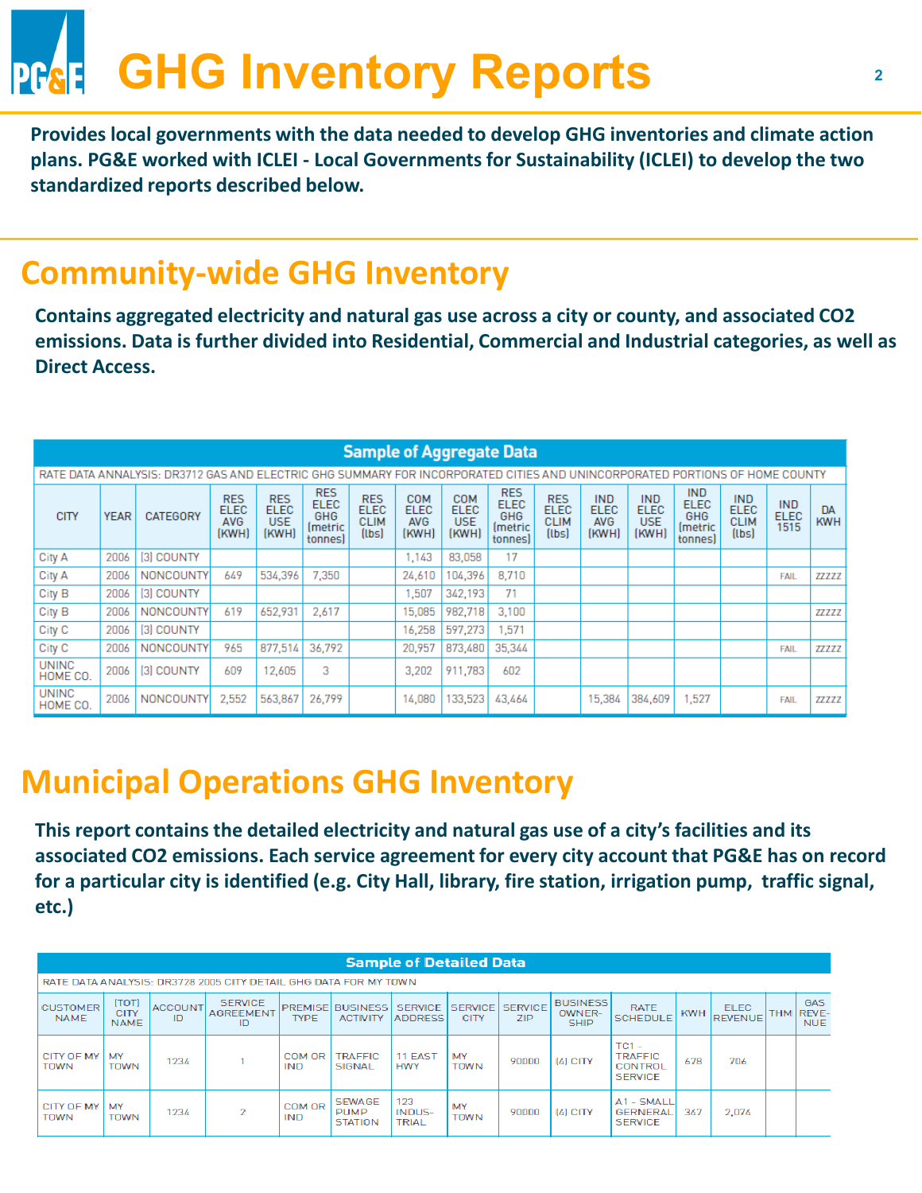# GHG Inventory Reports

**Provides local governments with the data needed to develop GHG inventories and climate action plans. PG&E worked with ICLEI - Local Governments for Sustainability (ICLEI) to develop the two standardized reports described below.**

## Community-wide GHG Inventory

**Contains aggregated electricity and natural gas use across a city or county, and associated CO2 emissions. Data is further divided into Residential, Commercial and Industrial categories, as well as Direct Access.**

**Sample of Aggregate Data**

RATE DATA ANNALYSIS: DR3712 GAS AND ELECTRIC GHG SUMMARY FOR INCORPORATED CITIES AND UNINCORPORATED PORTIONS OF HOME COUNTY

| CITY | YEAR | CATEGORY | RES ELEC AVG (KWH) | RES ELEC USE (KWH) | RES ELEC GHG (metric tonnes) | RES ELEC CLIM (lbs) | COM ELEC AVG (KWH) | COM ELEC USE (KWH) | RES ELEC GHG (metric tonnes) | RES ELEC CLIM (lbs) | IND ELEC AVG (KWH) | IND ELEC USE (KWH) | IND ELEC GHG (metric tonnes) | IND ELEC CLIM (lbs) | IND ELEC 1515 | DA KWH |
|---|---|---|---|---|---|---|---|---|---|---|---|---|---|---|---|---|
| City A | 2006 | (3) COUNTY | | | | | 1,143 | 83,058 | 17 | | | | | | | |
| City A | 2006 | NONCOUNTY | 649 | 534,396 | 7,350 | | 24,610 | 104,396 | 8,710 | | | | | | FAIL | ZZZZZ |
| City B | 2006 | (3) COUNTY | | | | | 1,507 | 342,193 | 71 | | | | | | | |
| City B | 2006 | NONCOUNTY | 619 | 652,931 | 2,617 | | 15,085 | 982,718 | 3,100 | | | | | | | ZZZZZ |
| City C | 2006 | (3) COUNTY | | | | | 16,258 | 597,273 | 1,571 | | | | | | | |
| City C | 2006 | NONCOUNTY | 965 | 877,514 | 36,792 | | 20,957 | 873,480 | 35,344 | | | | | | FAIL | ZZZZZ |
| UNINC HOME CO. | 2006 | (3) COUNTY | 609 | 12,605 | 3 | | 3,202 | 911,783 | 602 | | | | | | | |
| UNINC HOME CO. | 2006 | NONCOUNTY | 2,552 | 563,867 | 26,799 | | 14,080 | 133,523 | 43,464 | | 15,384 | 384,609 | 1,527 | | FAIL | ZZZZZ |

## Municipal Operations GHG Inventory

**This report contains the detailed electricity and natural gas use of a city's facilities and its associated CO2 emissions. Each service agreement for every city account that PG&E has on record for a particular city is identified (e.g. City Hall, library, fire station, irrigation pump, traffic signal, etc.)**

**Sample of Detailed Data**

RATE DATA ANALYSIS: DR3728 2005 CITY DETAIL GHG DATA FOR MY TOWN

| CUSTOMER NAME | (TOT) CITY NAME | ACCOUNT ID | SERVICE AGREEMENT ID | PREMISE TYPE | BUSINESS ACTIVITY | SERVICE ADDRESS | SERVICE CITY | SERVICE ZIP | BUSINESS OWNER-SHIP | RATE SCHEDULE | KWH | ELEC REVENUE | THM | GAS REVE-NUE |
|---|---|---|---|---|---|---|---|---|---|---|---|---|---|---|
| CITY OF MY TOWN | MY TOWN | 1234 | 1 | COM OR IND | TRAFFIC SIGNAL | 11 EAST HWY | MY TOWN | 90000 | (4) CITY | TC1 - TRAFFIC CONTROL SERVICE | 678 | 706 | | |
| CITY OF MY TOWN | MY TOWN | 1234 | 2 | COM OR IND | SEWAGE PUMP STATION | 123 INDUS-TRIAL | MY TOWN | 90000 | (4) CITY | A1 - SMALL GERNERAL SERVICE | 367 | 2,076 | | |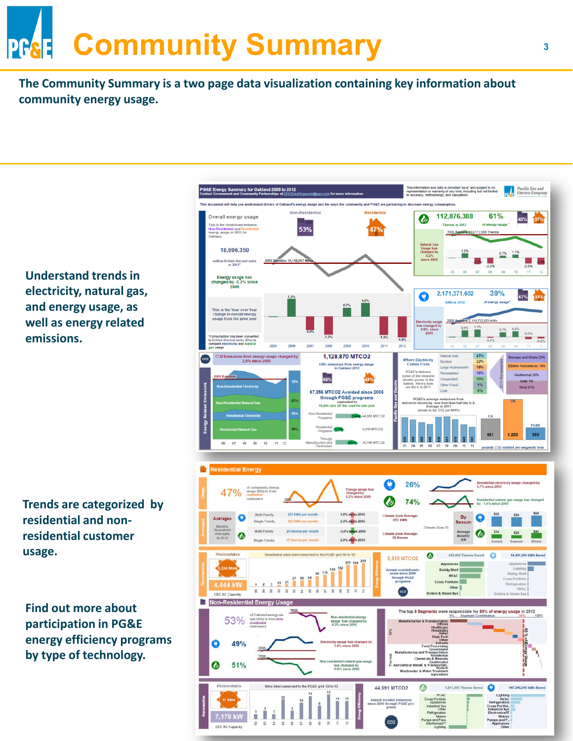# Community Summary

**The Community Summary is a two page data visualization containing key information about community energy usage.**

Understand trends in electricity, natural gas, and energy usage, as well as energy related emissions.

Trends are categorized by residential and non-residential customer usage.

Find out more about participation in PG&E energy efficiency programs by type of technology.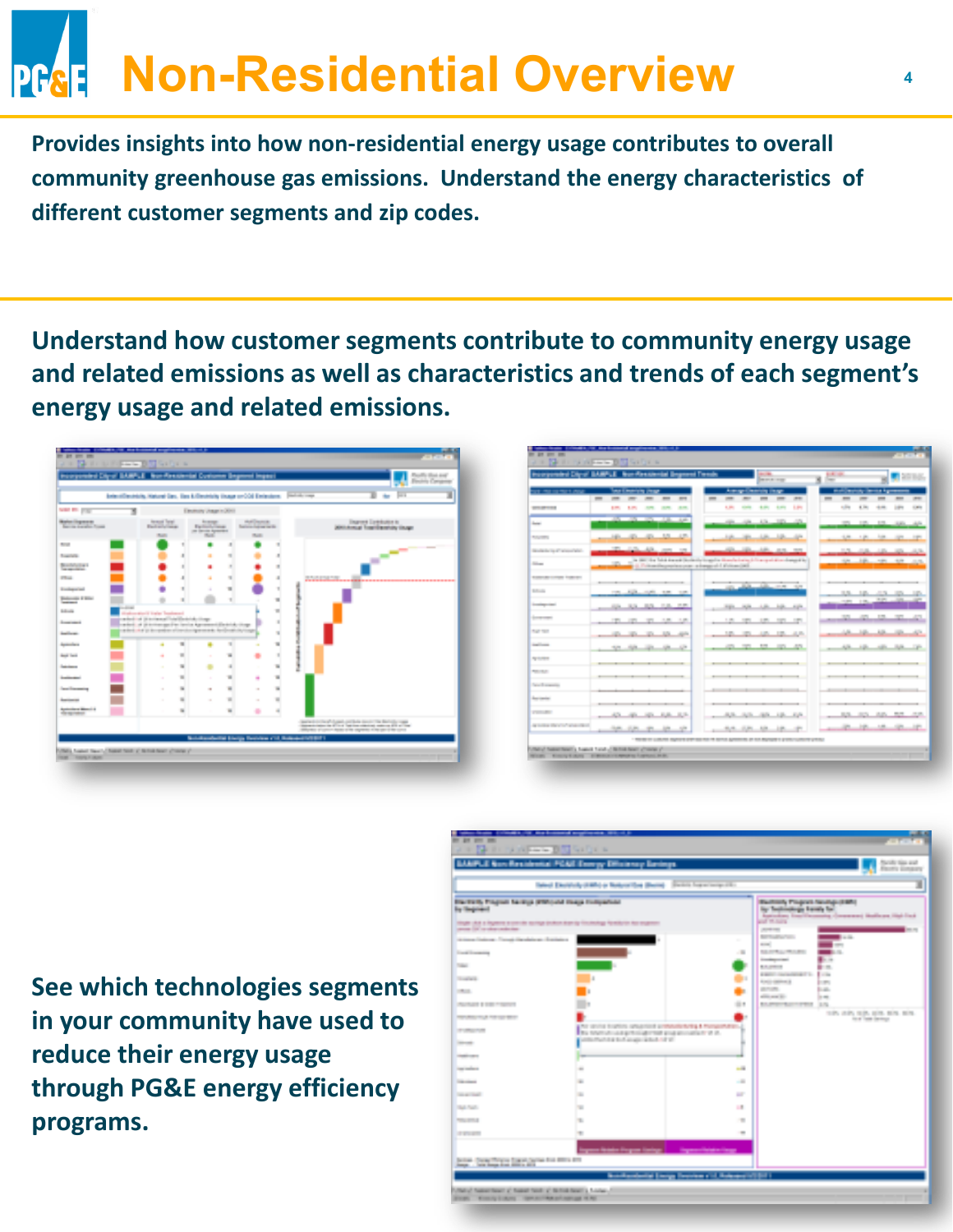# Non-Residential Overview

**Provides insights into how non-residential energy usage contributes to overall community greenhouse gas emissions. Understand the energy characteristics of different customer segments and zip codes.**

**Understand how customer segments contribute to community energy usage and related emissions as well as characteristics and trends of each segment's energy usage and related emissions.**

**See which technologies segments in your community have used to reduce their energy usage through PG&E energy efficiency programs.**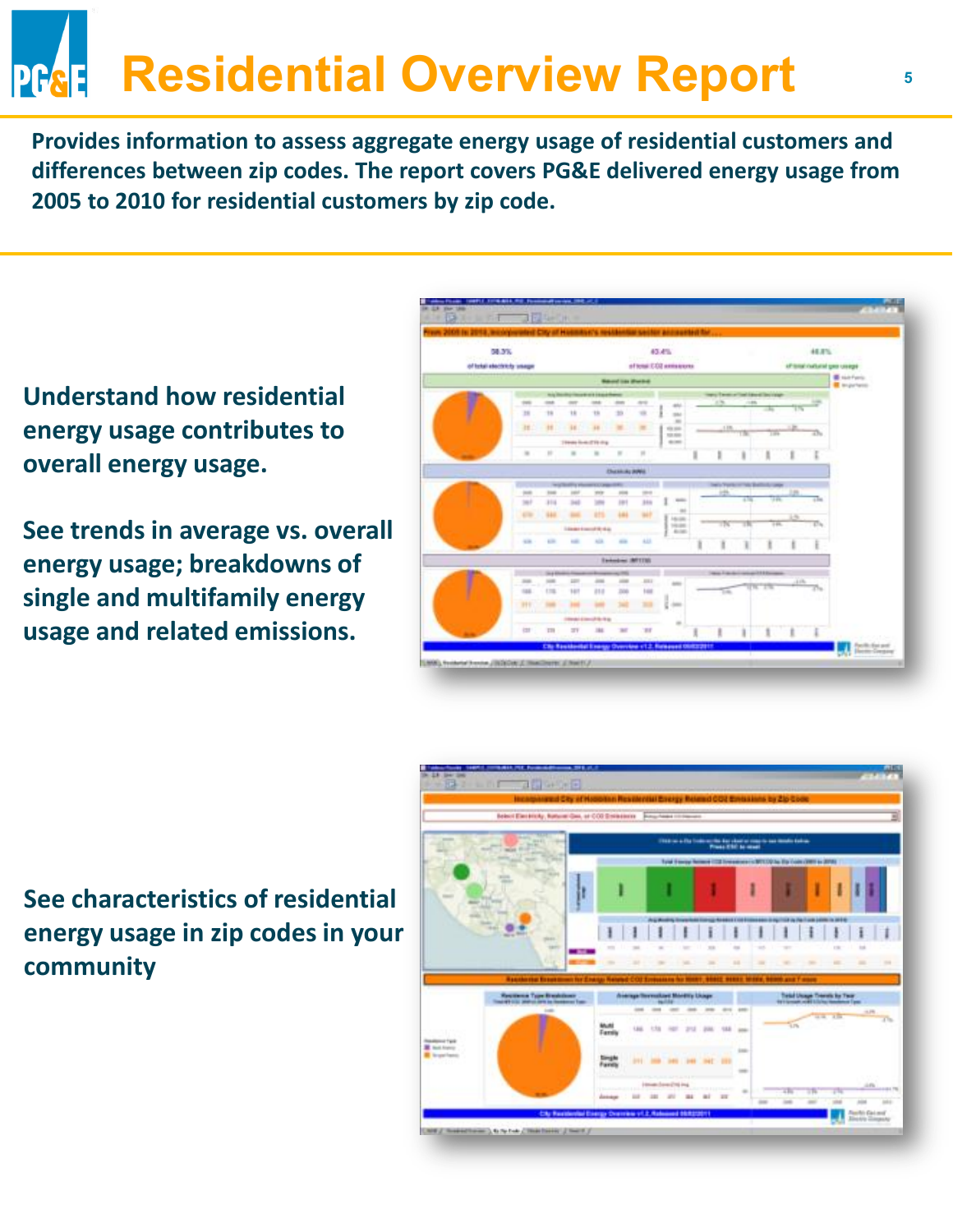# Residential Overview Report

**Provides information to assess aggregate energy usage of residential customers and differences between zip codes. The report covers PG&E delivered energy usage from 2005 to 2010 for residential customers by zip code.**

**Understand how residential energy usage contributes to overall energy usage.**

**See trends in average vs. overall energy usage; breakdowns of single and multifamily energy usage and related emissions.**

**See characteristics of residential energy usage in zip codes in your community**